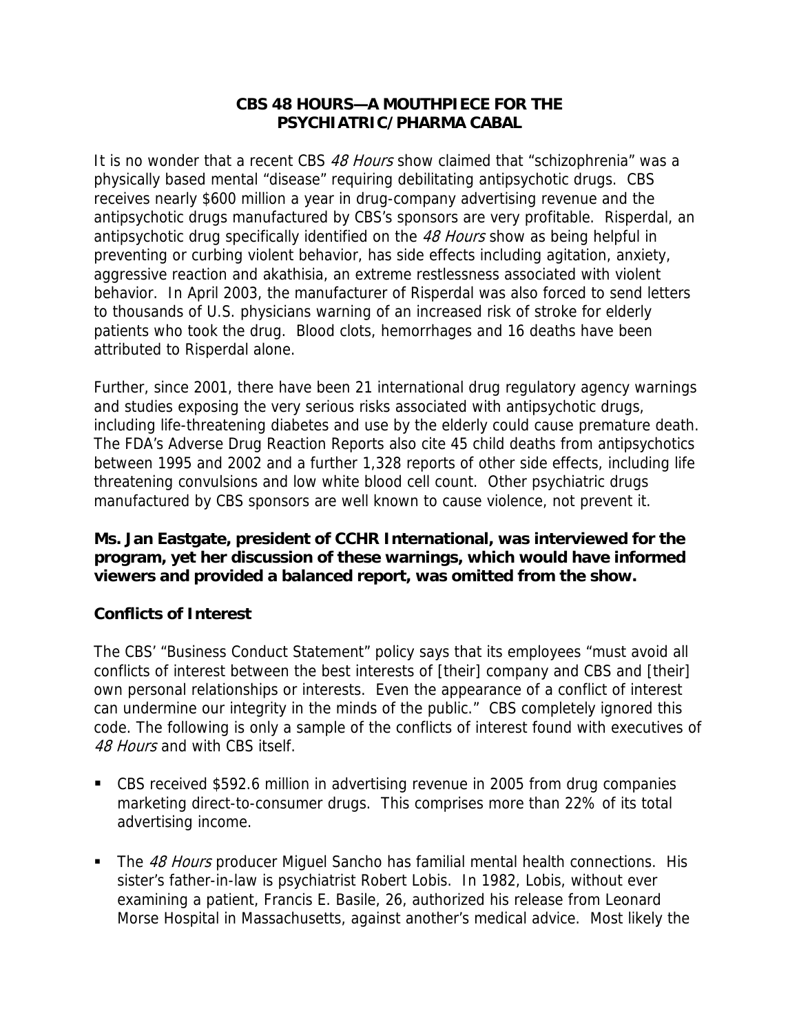# CBS 48 HOURS—A MOUTHPIECE FOR THE PSYCHIATRIC/PHARMA CABAL

It is no wonder that a recent CBS *48 Hours* show claimed that "schizophrenia" was a physically based mental "disease" requiring debilitating antipsychotic drugs. CBS receives nearly $600 million a year in drug-company advertising revenue and the antipsychotic drugs manufactured by CBS's sponsors are very profitable. Risperdal, an antipsychotic drug specifically identified on the *48 Hours* show as being helpful in preventing or curbing violent behavior, has side effects including agitation, anxiety, aggressive reaction and akathisia, an extreme restlessness associated with violent behavior. In April 2003, the manufacturer of Risperdal was also forced to send letters to thousands of U.S. physicians warning of an increased risk of stroke for elderly patients who took the drug. Blood clots, hemorrhages and 16 deaths have been attributed to Risperdal alone.

Further, since 2001, there have been 21 international drug regulatory agency warnings and studies exposing the very serious risks associated with antipsychotic drugs, including life-threatening diabetes and use by the elderly could cause premature death. The FDA's Adverse Drug Reaction Reports also cite 45 child deaths from antipsychotics between 1995 and 2002 and a further 1,328 reports of other side effects, including life threatening convulsions and low white blood cell count. Other psychiatric drugs manufactured by CBS sponsors are well known to cause violence, not prevent it.

**Ms. Jan Eastgate, president of CCHR International, was interviewed for the program, yet her discussion of these warnings, which would have informed viewers and provided a balanced report, was omitted from the show.**

## Conflicts of Interest

The CBS' "Business Conduct Statement" policy says that its employees "must avoid all conflicts of interest between the best interests of [their] company and CBS and [their] own personal relationships or interests. Even the appearance of a conflict of interest can undermine our integrity in the minds of the public." CBS completely ignored this code. The following is only a sample of the conflicts of interest found with executives of *48 Hours* and with CBS itself.

- CBS received $592.6 million in advertising revenue in 2005 from drug companies marketing direct-to-consumer drugs. This comprises more than 22% of its total advertising income.
- The *48 Hours* producer Miguel Sancho has familial mental health connections. His sister's father-in-law is psychiatrist Robert Lobis. In 1982, Lobis, without ever examining a patient, Francis E. Basile, 26, authorized his release from Leonard Morse Hospital in Massachusetts, against another's medical advice. Most likely the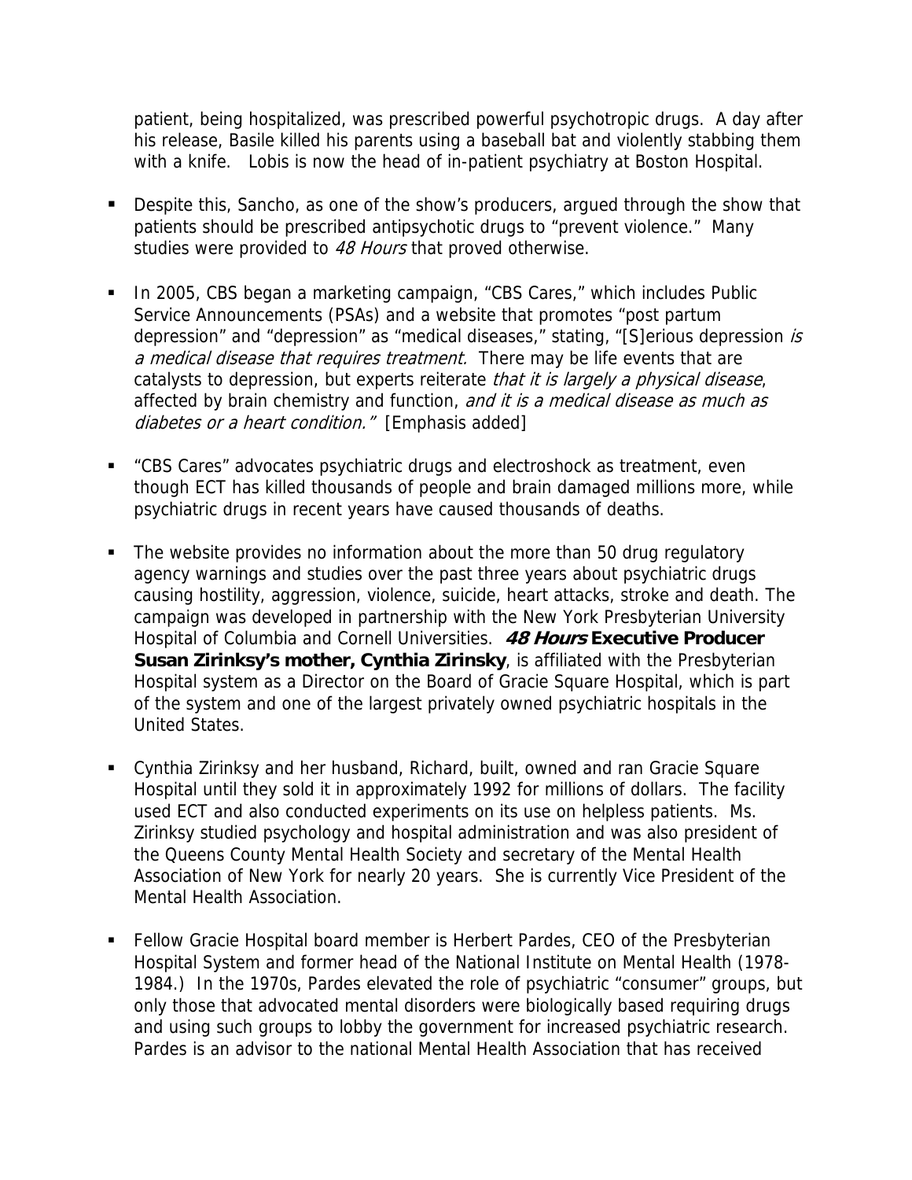patient, being hospitalized, was prescribed powerful psychotropic drugs. A day after his release, Basile killed his parents using a baseball bat and violently stabbing them with a knife. Lobis is now the head of in-patient psychiatry at Boston Hospital.

- Despite this, Sancho, as one of the show's producers, argued through the show that patients should be prescribed antipsychotic drugs to "prevent violence." Many studies were provided to *48 Hours* that proved otherwise.

- In 2005, CBS began a marketing campaign, "CBS Cares," which includes Public Service Announcements (PSAs) and a website that promotes "post partum depression" and "depression" as "medical diseases," stating, "[S]erious depression *is a medical disease that requires treatment.* There may be life events that are catalysts to depression, but experts reiterate *that it is largely a physical disease*, affected by brain chemistry and function, *and it is a medical disease as much as diabetes or a heart condition."* [Emphasis added]

- "CBS Cares" advocates psychiatric drugs and electroshock as treatment, even though ECT has killed thousands of people and brain damaged millions more, while psychiatric drugs in recent years have caused thousands of deaths.

- The website provides no information about the more than 50 drug regulatory agency warnings and studies over the past three years about psychiatric drugs causing hostility, aggression, violence, suicide, heart attacks, stroke and death. The campaign was developed in partnership with the New York Presbyterian University Hospital of Columbia and Cornell Universities. ***48 Hours* Executive Producer Susan Zirinksy's mother, Cynthia Zirinsky**, is affiliated with the Presbyterian Hospital system as a Director on the Board of Gracie Square Hospital, which is part of the system and one of the largest privately owned psychiatric hospitals in the United States.

- Cynthia Zirinksy and her husband, Richard, built, owned and ran Gracie Square Hospital until they sold it in approximately 1992 for millions of dollars. The facility used ECT and also conducted experiments on its use on helpless patients. Ms. Zirinksy studied psychology and hospital administration and was also president of the Queens County Mental Health Society and secretary of the Mental Health Association of New York for nearly 20 years. She is currently Vice President of the Mental Health Association.

- Fellow Gracie Hospital board member is Herbert Pardes, CEO of the Presbyterian Hospital System and former head of the National Institute on Mental Health (1978-1984.) In the 1970s, Pardes elevated the role of psychiatric "consumer" groups, but only those that advocated mental disorders were biologically based requiring drugs and using such groups to lobby the government for increased psychiatric research. Pardes is an advisor to the national Mental Health Association that has received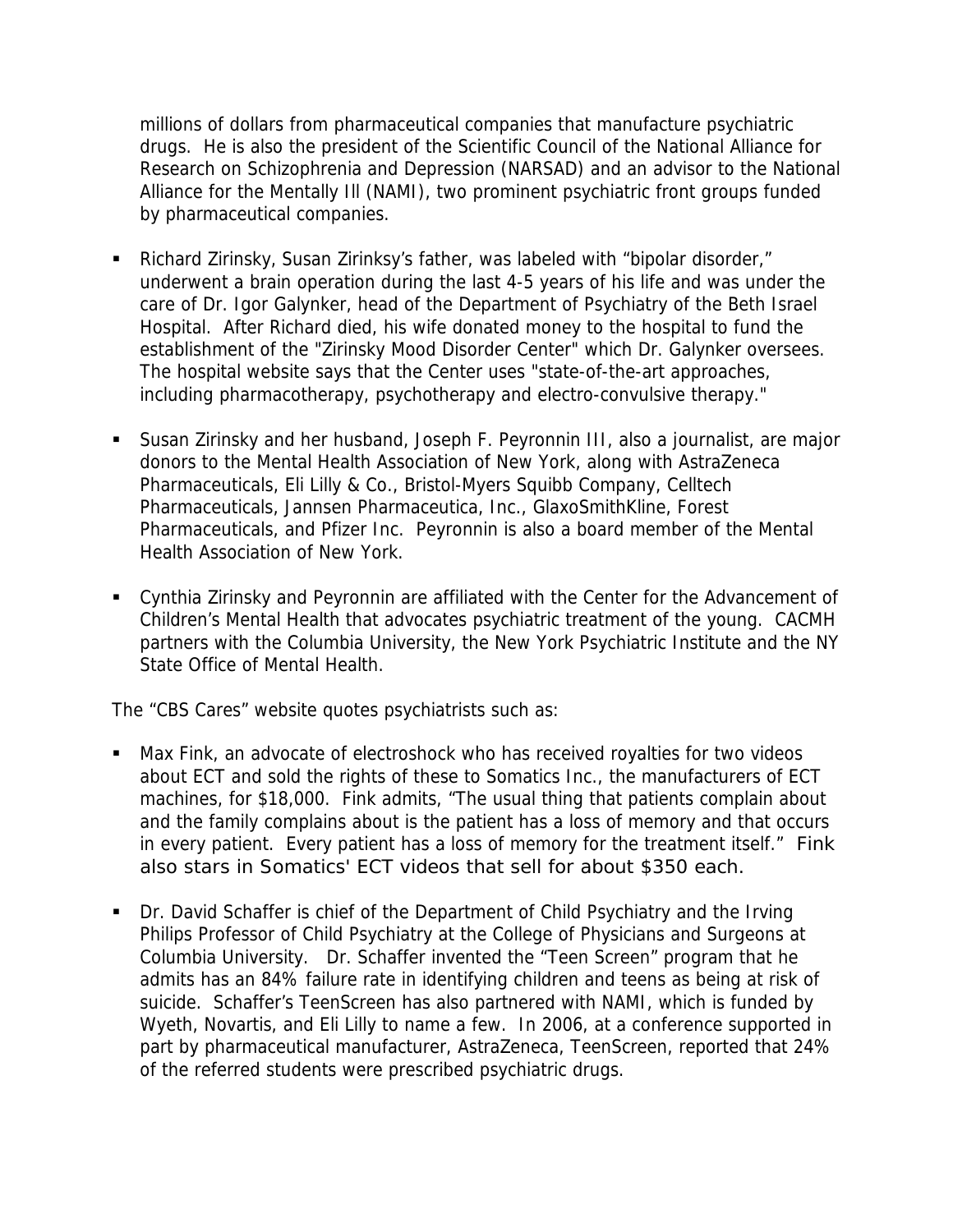millions of dollars from pharmaceutical companies that manufacture psychiatric drugs. He is also the president of the Scientific Council of the National Alliance for Research on Schizophrenia and Depression (NARSAD) and an advisor to the National Alliance for the Mentally Ill (NAMI), two prominent psychiatric front groups funded by pharmaceutical companies.

- Richard Zirinsky, Susan Zirinksy's father, was labeled with "bipolar disorder," underwent a brain operation during the last 4-5 years of his life and was under the care of Dr. Igor Galynker, head of the Department of Psychiatry of the Beth Israel Hospital. After Richard died, his wife donated money to the hospital to fund the establishment of the "Zirinsky Mood Disorder Center" which Dr. Galynker oversees. The hospital website says that the Center uses "state-of-the-art approaches, including pharmacotherapy, psychotherapy and electro-convulsive therapy."

- Susan Zirinsky and her husband, Joseph F. Peyronnin III, also a journalist, are major donors to the Mental Health Association of New York, along with AstraZeneca Pharmaceuticals, Eli Lilly & Co., Bristol-Myers Squibb Company, Celltech Pharmaceuticals, Jannsen Pharmaceutica, Inc., GlaxoSmithKline, Forest Pharmaceuticals, and Pfizer Inc. Peyronnin is also a board member of the Mental Health Association of New York.

- Cynthia Zirinsky and Peyronnin are affiliated with the Center for the Advancement of Children's Mental Health that advocates psychiatric treatment of the young. CACMH partners with the Columbia University, the New York Psychiatric Institute and the NY State Office of Mental Health.

The "CBS Cares" website quotes psychiatrists such as:

- Max Fink, an advocate of electroshock who has received royalties for two videos about ECT and sold the rights of these to Somatics Inc., the manufacturers of ECT machines, for $18,000. Fink admits, "The usual thing that patients complain about and the family complains about is the patient has a loss of memory and that occurs in every patient. Every patient has a loss of memory for the treatment itself." Fink also stars in Somatics' ECT videos that sell for about $350 each.

- Dr. David Schaffer is chief of the Department of Child Psychiatry and the Irving Philips Professor of Child Psychiatry at the College of Physicians and Surgeons at Columbia University. Dr. Schaffer invented the "Teen Screen" program that he admits has an 84% failure rate in identifying children and teens as being at risk of suicide. Schaffer's TeenScreen has also partnered with NAMI, which is funded by Wyeth, Novartis, and Eli Lilly to name a few. In 2006, at a conference supported in part by pharmaceutical manufacturer, AstraZeneca, TeenScreen, reported that 24% of the referred students were prescribed psychiatric drugs.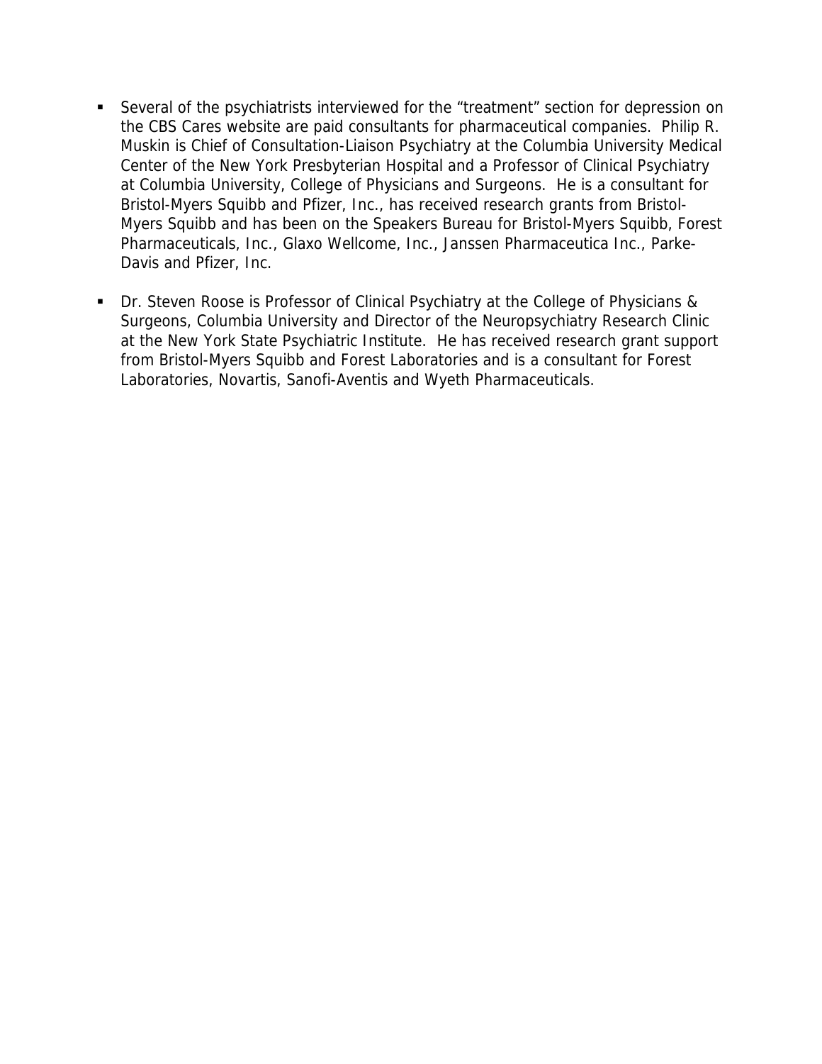- Several of the psychiatrists interviewed for the "treatment" section for depression on the CBS Cares website are paid consultants for pharmaceutical companies. Philip R. Muskin is Chief of Consultation-Liaison Psychiatry at the Columbia University Medical Center of the New York Presbyterian Hospital and a Professor of Clinical Psychiatry at Columbia University, College of Physicians and Surgeons. He is a consultant for Bristol-Myers Squibb and Pfizer, Inc., has received research grants from Bristol-Myers Squibb and has been on the Speakers Bureau for Bristol-Myers Squibb, Forest Pharmaceuticals, Inc., Glaxo Wellcome, Inc., Janssen Pharmaceutica Inc., Parke-Davis and Pfizer, Inc.

- Dr. Steven Roose is Professor of Clinical Psychiatry at the College of Physicians & Surgeons, Columbia University and Director of the Neuropsychiatry Research Clinic at the New York State Psychiatric Institute. He has received research grant support from Bristol-Myers Squibb and Forest Laboratories and is a consultant for Forest Laboratories, Novartis, Sanofi-Aventis and Wyeth Pharmaceuticals.